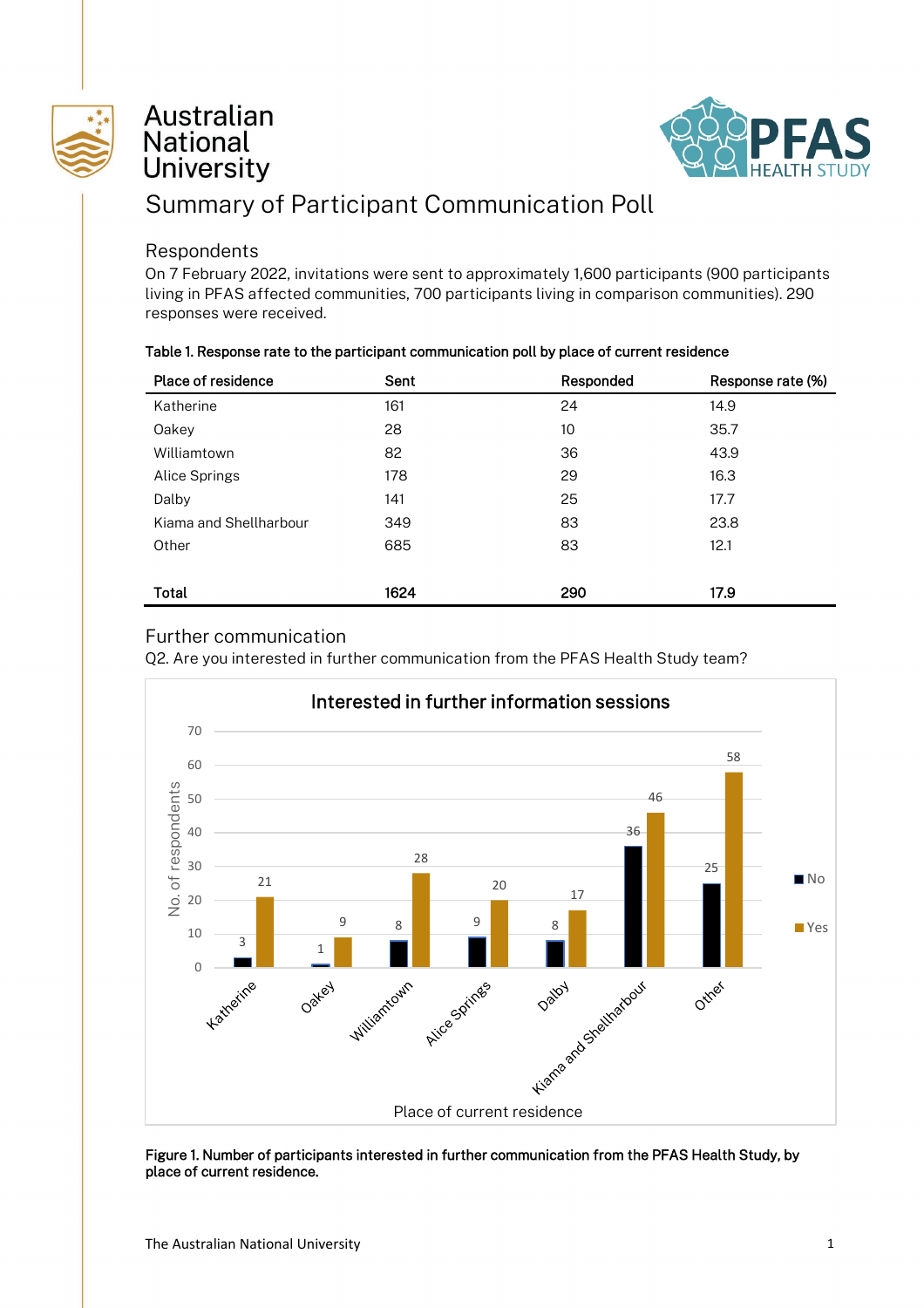Australian National University

PFAS HEALTH STUDY

# Summary of Participant Communication Poll

## Respondents

On 7 February 2022, invitations were sent to approximately 1,600 participants (900 participants living in PFAS affected communities, 700 participants living in comparison communities). 290 responses were received.

**Table 1. Response rate to the participant communication poll by place of current residence**

| Place of residence | Sent | Responded | Response rate (%) |
|---|---|---|---|
| Katherine | 161 | 24 | 14.9 |
| Oakey | 28 | 10 | 35.7 |
| Williamtown | 82 | 36 | 43.9 |
| Alice Springs | 178 | 29 | 16.3 |
| Dalby | 141 | 25 | 17.7 |
| Kiama and Shellharbour | 349 | 83 | 23.8 |
| Other | 685 | 83 | 12.1 |
| **Total** | **1624** | **290** | **17.9** |

## Further communication

Q2. Are you interested in further communication from the PFAS Health Study team?

Interested in further information sessions

| Place of current residence | No | Yes |
|---|---|---|
| Katherine | 3 | 21 |
| Oakey | 1 | 9 |
| Williamtown | 8 | 28 |
| Alice Springs | 9 | 20 |
| Dalby | 8 | 17 |
| Kiama and Shellharbour | 36 | 46 |
| Other | 25 | 58 |

**Figure 1. Number of participants interested in further communication from the PFAS Health Study, by place of current residence.**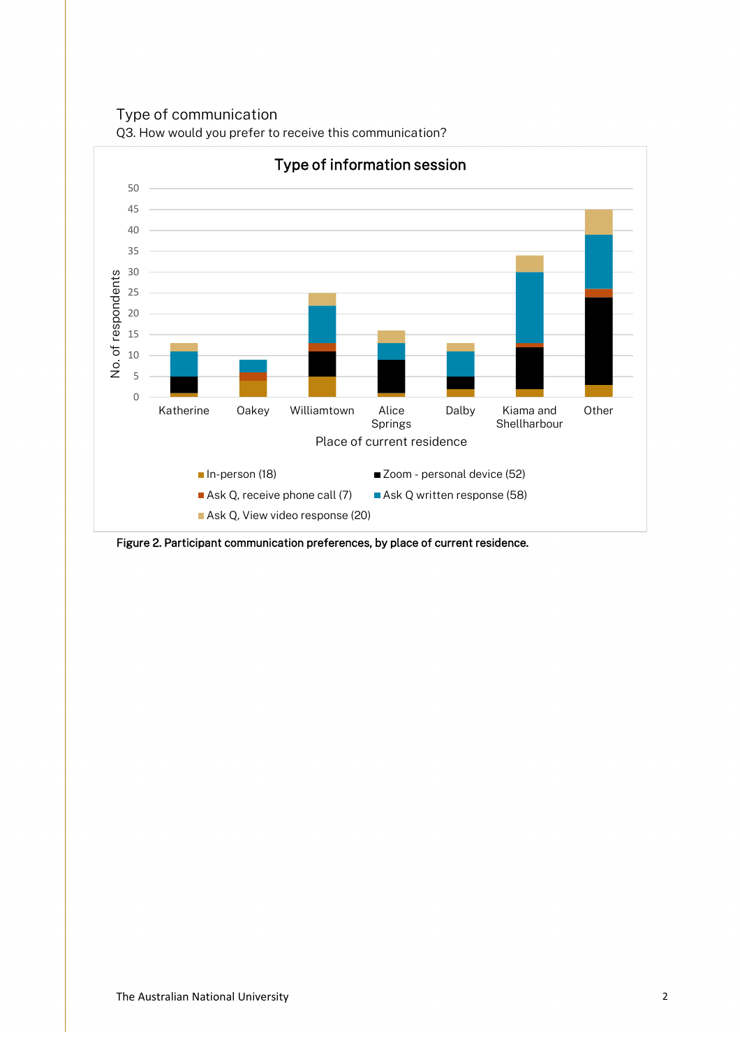## Type of communication

Q3. How would you prefer to receive this communication?

Type of information session

50
45
40
35
30
25
20
15
10
5
0

No. of respondents

Katherine
Oakey
Williamtown
Alice Springs
Dalby
Kiama and Shellharbour
Other

Place of current residence

In-person (18)
Zoom - personal device (52)
Ask Q, receive phone call (7)
Ask Q written response (58)
Ask Q, View video response (20)

**Figure 2. Participant communication preferences, by place of current residence.**